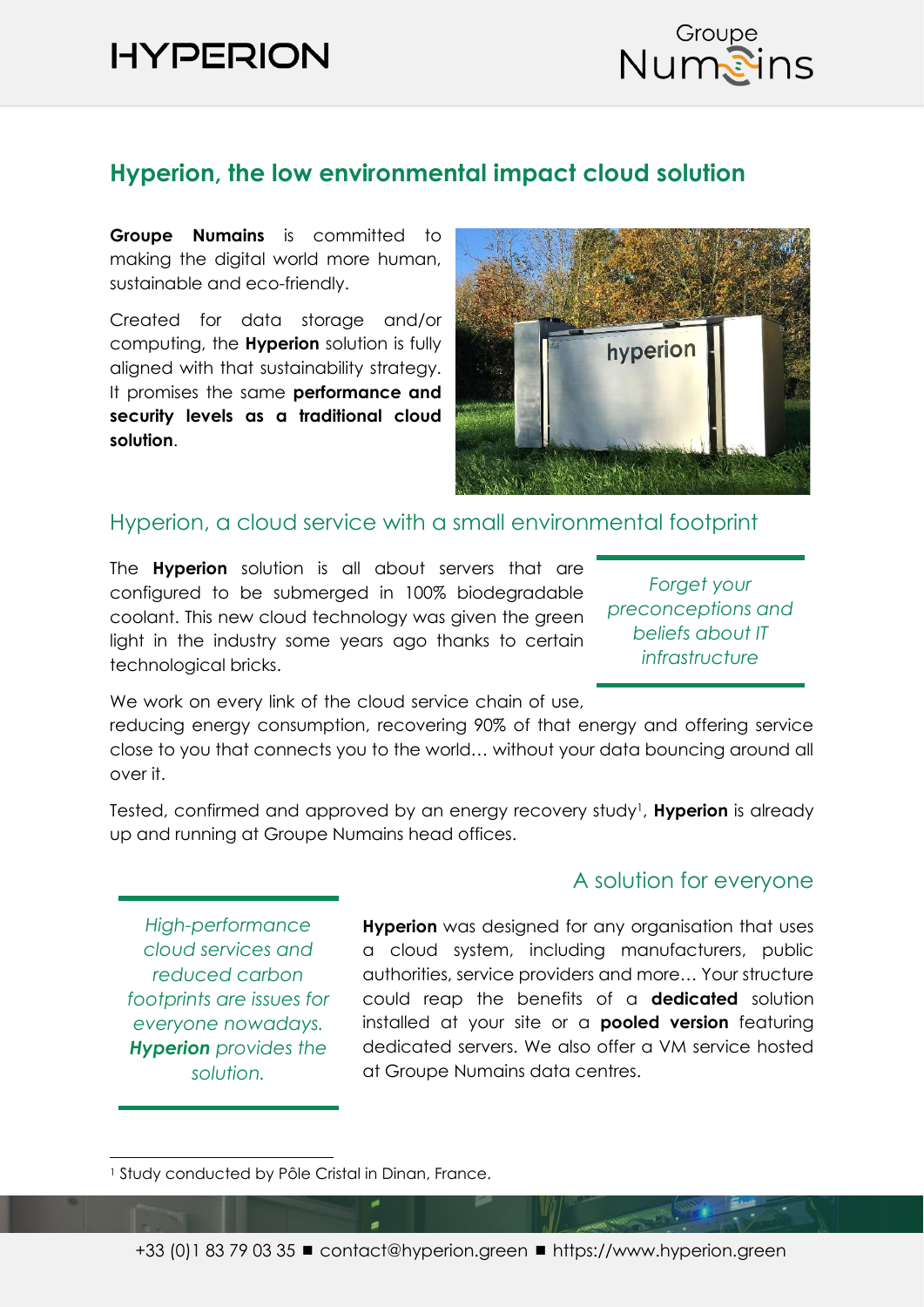# Hyperion, the low environmental impact cloud solution

**Groupe Numains** is committed to making the digital world more human, sustainable and eco-friendly.

Created for data storage and/or computing, the **Hyperion** solution is fully aligned with that sustainability strategy. It promises the same **performance and security levels as a traditional cloud solution**.

## Hyperion, a cloud service with a small environmental footprint

The **Hyperion** solution is all about servers that are configured to be submerged in 100% biodegradable coolant. This new cloud technology was given the green light in the industry some years ago thanks to certain technological bricks.

*Forget your preconceptions and beliefs about IT infrastructure*

We work on every link of the cloud service chain of use, reducing energy consumption, recovering 90% of that energy and offering service close to you that connects you to the world… without your data bouncing around all over it.

Tested, confirmed and approved by an energy recovery study[1], **Hyperion** is already up and running at Groupe Numains head offices.

## A solution for everyone

*High-performance cloud services and reduced carbon footprints are issues for everyone nowadays.* ***Hyperion*** *provides the solution.*

**Hyperion** was designed for any organisation that uses a cloud system, including manufacturers, public authorities, service providers and more… Your structure could reap the benefits of a **dedicated** solution installed at your site or a **pooled version** featuring dedicated servers. We also offer a VM service hosted at Groupe Numains data centres.

[1] Study conducted by Pôle Cristal in Dinan, France.

+33 (0)1 83 79 03 35 ■ contact@hyperion.green ■ https://www.hyperion.green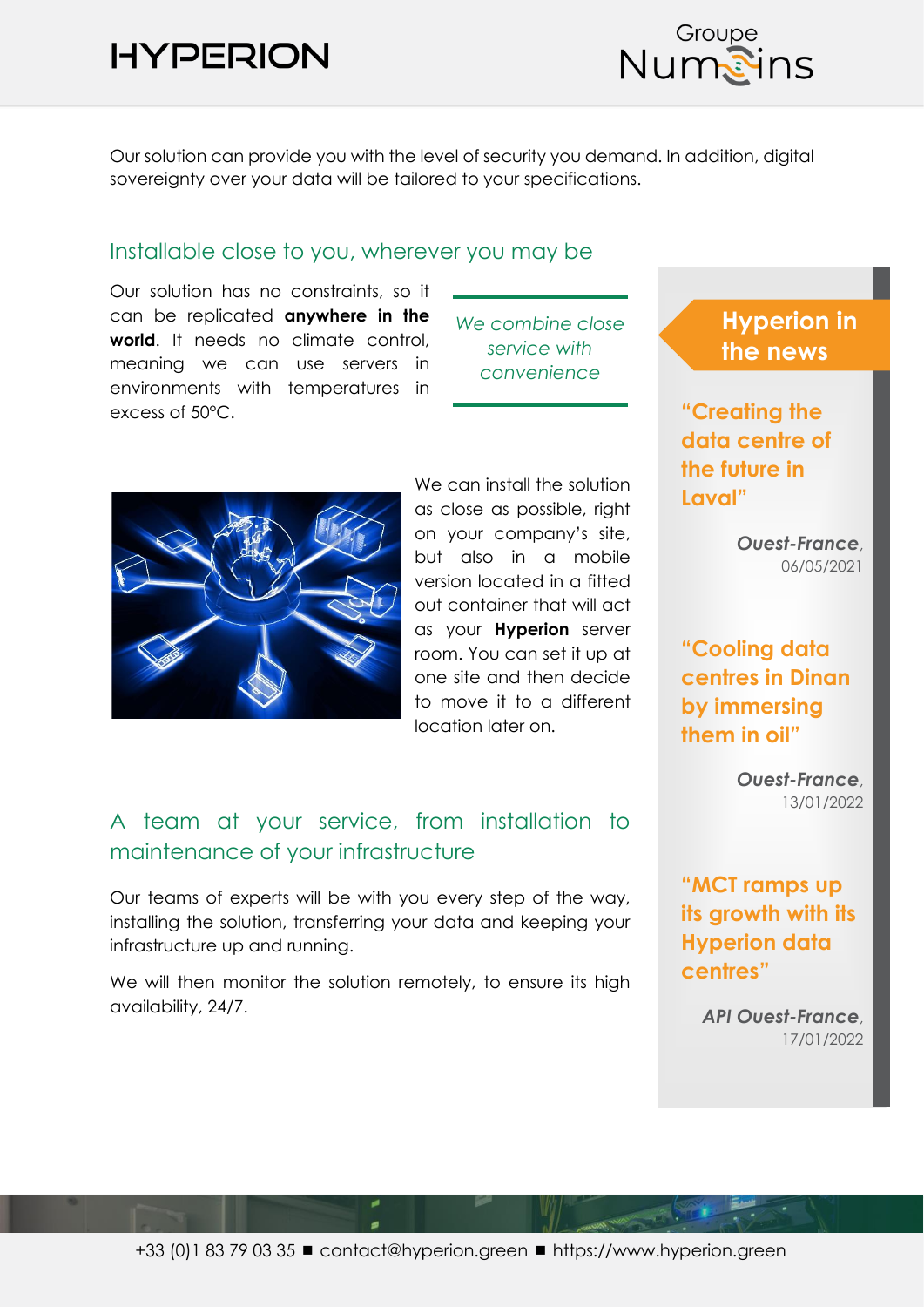Our solution can provide you with the level of security you demand. In addition, digital sovereignty over your data will be tailored to your specifications.

## Installable close to you, wherever you may be

Our solution has no constraints, so it can be replicated **anywhere in the world**. It needs no climate control, meaning we can use servers in environments with temperatures in excess of 50°C.

*We combine close service with convenience*

We can install the solution as close as possible, right on your company's site, but also in a mobile version located in a fitted out container that will act as your **Hyperion** server room. You can set it up at one site and then decide to move it to a different location later on.

## A team at your service, from installation to maintenance of your infrastructure

Our teams of experts will be with you every step of the way, installing the solution, transferring your data and keeping your infrastructure up and running.

We will then monitor the solution remotely, to ensure its high availability, 24/7.

## Hyperion in the news

**"Creating the data centre of the future in Laval"**

***Ouest-France***, 06/05/2021

**"Cooling data centres in Dinan by immersing them in oil"**

***Ouest-France***, 13/01/2022

**"MCT ramps up its growth with its Hyperion data centres"**

***API Ouest-France***, 17/01/2022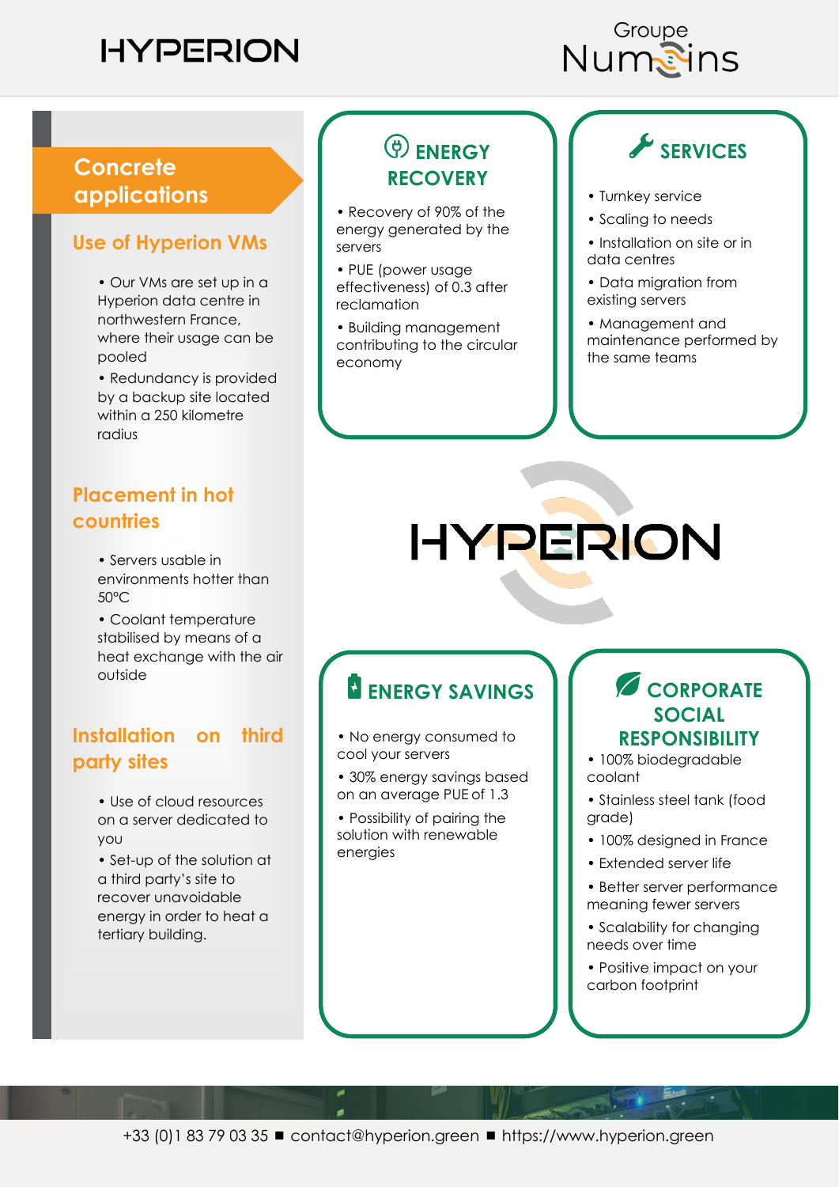# HYPERION

Groupe Numains

## Concrete applications

### Use of Hyperion VMs

- Our VMs are set up in a Hyperion data centre in northwestern France, where their usage can be pooled
- Redundancy is provided by a backup site located within a 250 kilometre radius

### Placement in hot countries

- Servers usable in environments hotter than 50°C
- Coolant temperature stabilised by means of a heat exchange with the air outside

### Installation on third party sites

- Use of cloud resources on a server dedicated to you
- Set-up of the solution at a third party's site to recover unavoidable energy in order to heat a tertiary building.

## ENERGY RECOVERY

- Recovery of 90% of the energy generated by the servers
- PUE (power usage effectiveness) of 0.3 after reclamation
- Building management contributing to the circular economy

## SERVICES

- Turnkey service
- Scaling to needs
- Installation on site or in data centres
- Data migration from existing servers
- Management and maintenance performed by the same teams

HYPERION

## ENERGY SAVINGS

- No energy consumed to cool your servers
- 30% energy savings based on an average PUE of 1.3
- Possibility of pairing the solution with renewable energies

## CORPORATE SOCIAL RESPONSIBILITY

- 100% biodegradable coolant
- Stainless steel tank (food grade)
- 100% designed in France
- Extended server life
- Better server performance meaning fewer servers
- Scalability for changing needs over time
- Positive impact on your carbon footprint

+33 (0)1 83 79 03 35 ■ contact@hyperion.green ■ https://www.hyperion.green